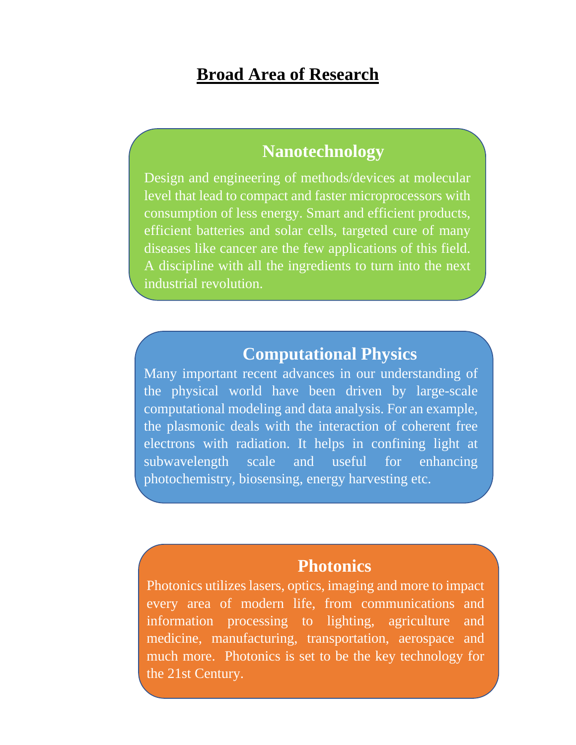# Broad Area of Research

## Nanotechnology

Design and engineering of methods/devices at molecular level that lead to compact and faster microprocessors with consumption of less energy. Smart and efficient products, efficient batteries and solar cells, targeted cure of many diseases like cancer are the few applications of this field. A discipline with all the ingredients to turn into the next industrial revolution.

## Computational Physics

Many important recent advances in our understanding of the physical world have been driven by large-scale computational modeling and data analysis. For an example, the plasmonic deals with the interaction of coherent free electrons with radiation. It helps in confining light at subwavelength scale and useful for enhancing photochemistry, biosensing, energy harvesting etc.

## Photonics

Photonics utilizes lasers, optics, imaging and more to impact every area of modern life, from communications and information processing to lighting, agriculture and medicine, manufacturing, transportation, aerospace and much more. Photonics is set to be the key technology for the 21st Century.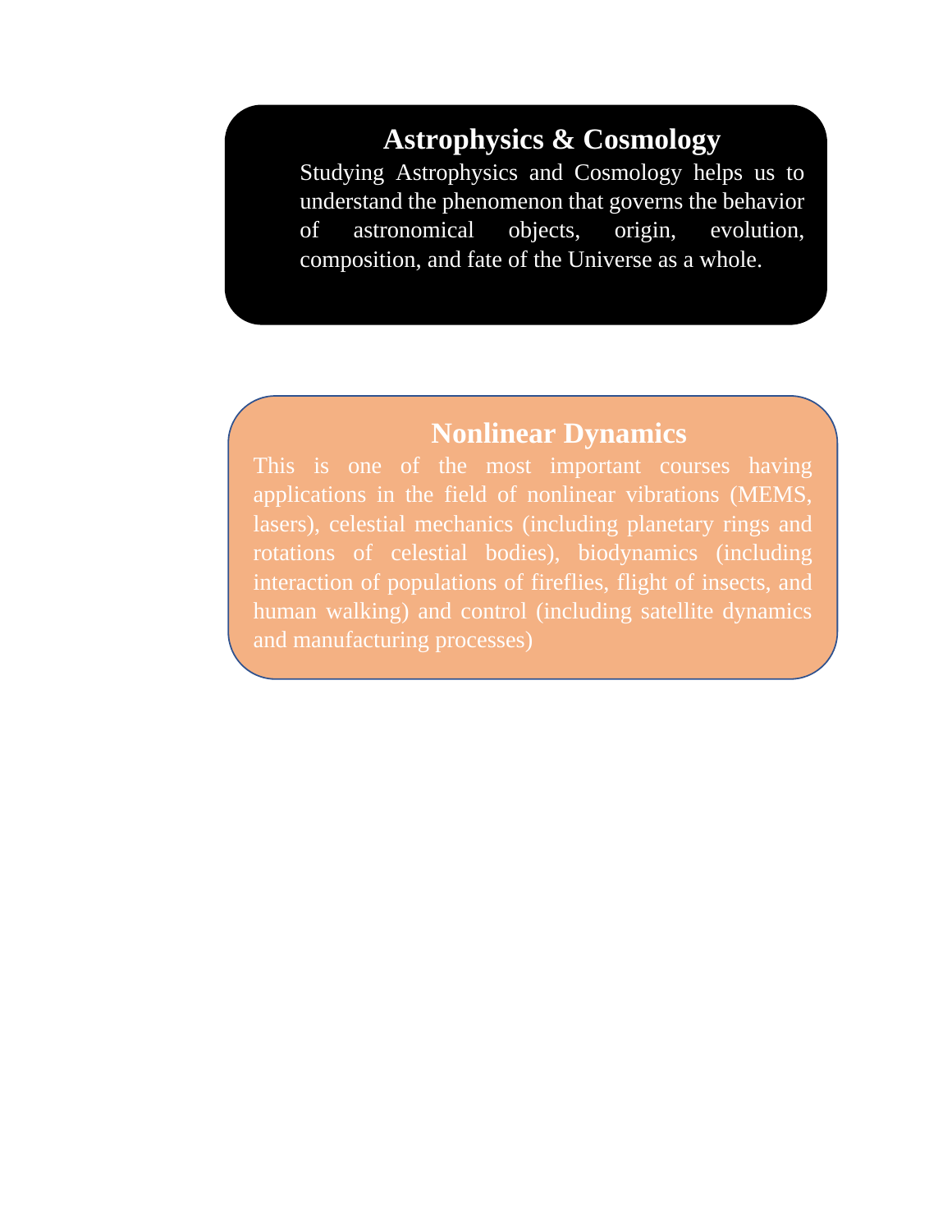## Astrophysics & Cosmology

Studying Astrophysics and Cosmology helps us to understand the phenomenon that governs the behavior of astronomical objects, origin, evolution, composition, and fate of the Universe as a whole.

## Nonlinear Dynamics

This is one of the most important courses having applications in the field of nonlinear vibrations (MEMS, lasers), celestial mechanics (including planetary rings and rotations of celestial bodies), biodynamics (including interaction of populations of fireflies, flight of insects, and human walking) and control (including satellite dynamics and manufacturing processes)